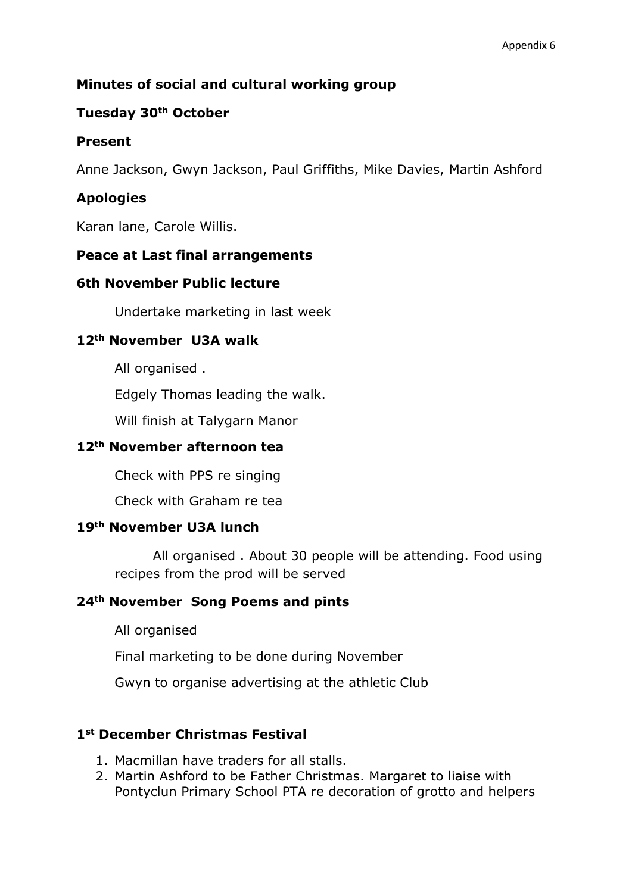**Minutes of social and cultural working group**

**Tuesday 30th October**

**Present**

Anne Jackson, Gwyn Jackson, Paul Griffiths, Mike Davies, Martin Ashford

**Apologies**

Karan lane, Carole Willis.

**Peace at Last final arrangements**

**6th November Public lecture**

Undertake marketing in last week

**12th November U3A walk**

All organised .

Edgely Thomas leading the walk.

Will finish at Talygarn Manor

**12th November afternoon tea**

Check with PPS re singing

Check with Graham re tea

**19th November U3A lunch**

All organised . About 30 people will be attending. Food using recipes from the prod will be served

**24th November Song Poems and pints**

All organised

Final marketing to be done during November

Gwyn to organise advertising at the athletic Club

**1st December Christmas Festival**

1. Macmillan have traders for all stalls.
2. Martin Ashford to be Father Christmas. Margaret to liaise with Pontyclun Primary School PTA re decoration of grotto and helpers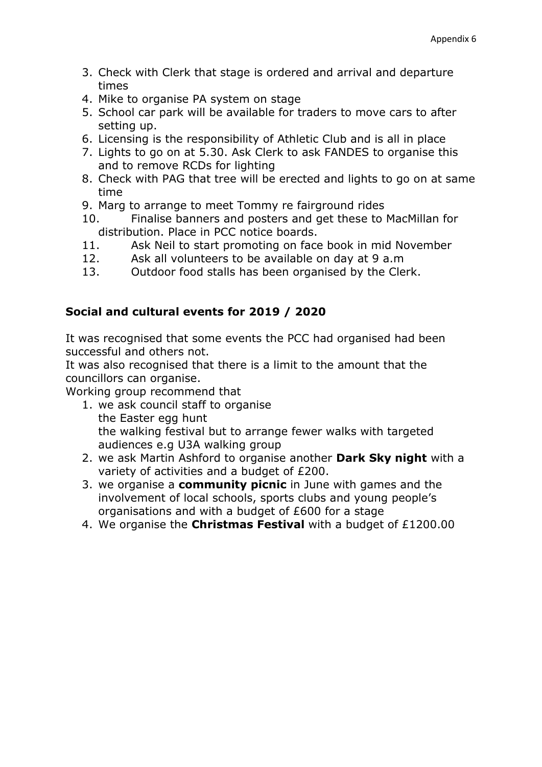3. Check with Clerk that stage is ordered and arrival and departure times
4. Mike to organise PA system on stage
5. School car park will be available for traders to move cars to after setting up.
6. Licensing is the responsibility of Athletic Club and is all in place
7. Lights to go on at 5.30. Ask Clerk to ask FANDES to organise this and to remove RCDs for lighting
8. Check with PAG that tree will be erected and lights to go on at same time
9. Marg to arrange to meet Tommy re fairground rides
10. Finalise banners and posters and get these to MacMillan for distribution. Place in PCC notice boards.
11. Ask Neil to start promoting on face book in mid November
12. Ask all volunteers to be available on day at 9 a.m
13. Outdoor food stalls has been organised by the Clerk.

**Social and cultural events for 2019 / 2020**

It was recognised that some events the PCC had organised had been successful and others not.
It was also recognised that there is a limit to the amount that the councillors can organise.
Working group recommend that

1. we ask council staff to organise
   the Easter egg hunt
   the walking festival but to arrange fewer walks with targeted audiences e.g U3A walking group
2. we ask Martin Ashford to organise another **Dark Sky night** with a variety of activities and a budget of £200.
3. we organise a **community picnic** in June with games and the involvement of local schools, sports clubs and young people's organisations and with a budget of £600 for a stage
4. We organise the **Christmas Festival** with a budget of £1200.00